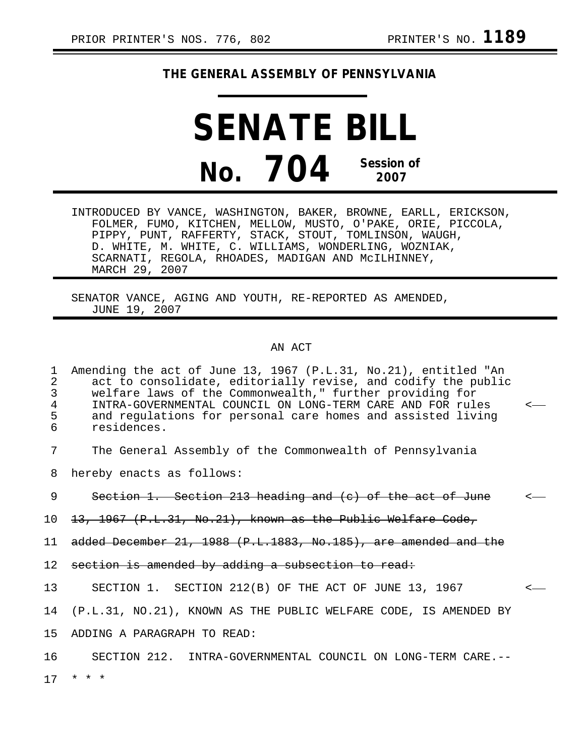PRIOR PRINTER'S NOS. 776, 802 PRINTER'S NO. **1189**

## THE GENERAL ASSEMBLY OF PENNSYLVANIA

# SENATE BILL

# No. 704 Session of 2007

INTRODUCED BY VANCE, WASHINGTON, BAKER, BROWNE, EARLL, ERICKSON, FOLMER, FUMO, KITCHEN, MELLOW, MUSTO, O'PAKE, ORIE, PICCOLA, PIPPY, PUNT, RAFFERTY, STACK, STOUT, TOMLINSON, WAUGH, D. WHITE, M. WHITE, C. WILLIAMS, WONDERLING, WOZNIAK, SCARNATI, REGOLA, RHOADES, MADIGAN AND McILHINNEY, MARCH 29, 2007

SENATOR VANCE, AGING AND YOUTH, RE-REPORTED AS AMENDED, JUNE 19, 2007

AN ACT

1 Amending the act of June 13, 1967 (P.L.31, No.21), entitled "An
2 act to consolidate, editorially revise, and codify the public
3 welfare laws of the Commonwealth," further providing for
4 INTRA-GOVERNMENTAL COUNCIL ON LONG-TERM CARE AND FOR rules
5 and regulations for personal care homes and assisted living
6 residences.

7 The General Assembly of the Commonwealth of Pennsylvania
8 hereby enacts as follows:

9 ~~Section 1. Section 213 heading and (c) of the act of June~~
10 ~~13, 1967 (P.L.31, No.21), known as the Public Welfare Code,~~
11 ~~added December 21, 1988 (P.L.1883, No.185), are amended and the~~
12 ~~section is amended by adding a subsection to read:~~
13 SECTION 1. SECTION 212(B) OF THE ACT OF JUNE 13, 1967
14 (P.L.31, NO.21), KNOWN AS THE PUBLIC WELFARE CODE, IS AMENDED BY
15 ADDING A PARAGRAPH TO READ:
16 SECTION 212. INTRA-GOVERNMENTAL COUNCIL ON LONG-TERM CARE.--
17 * * *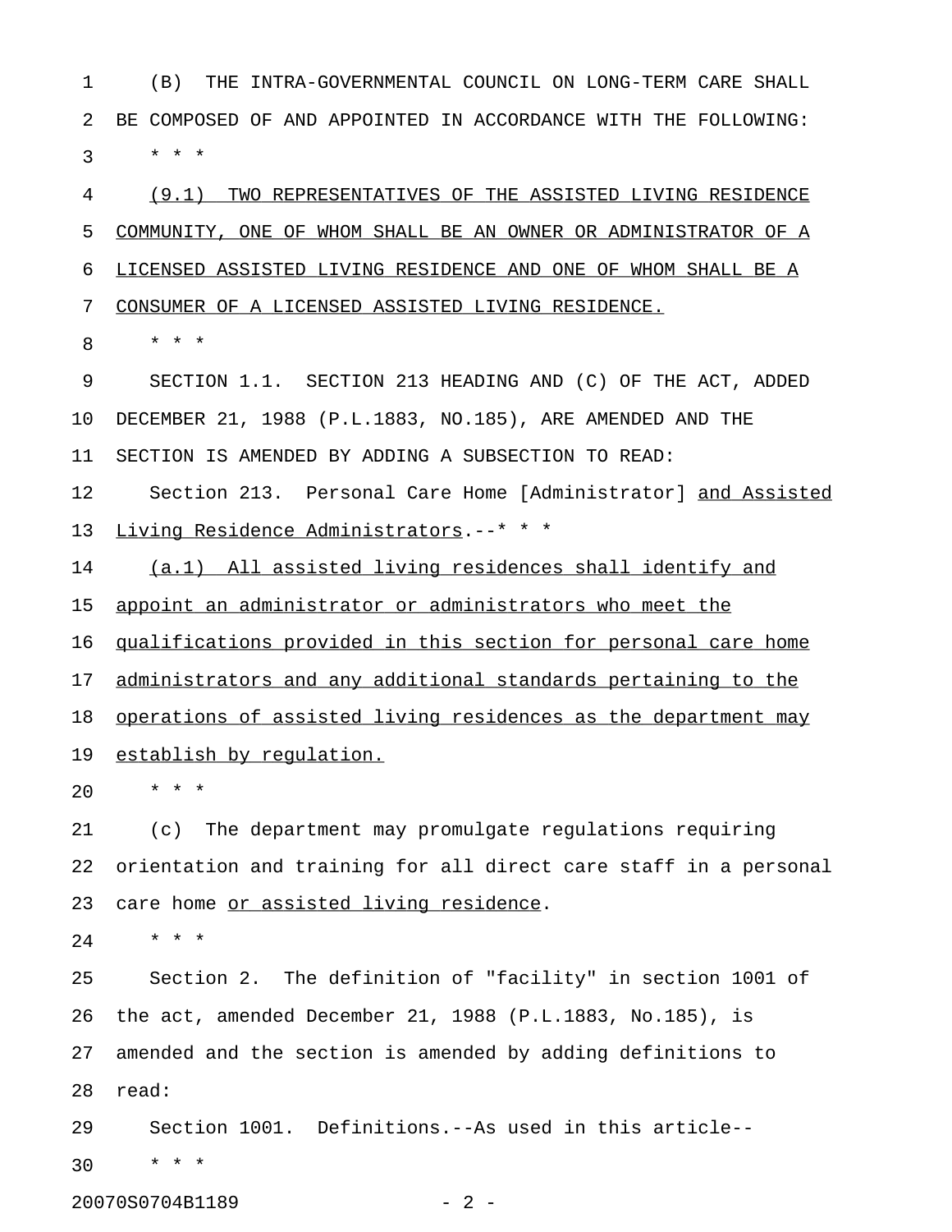(B) THE INTRA-GOVERNMENTAL COUNCIL ON LONG-TERM CARE SHALL BE COMPOSED OF AND APPOINTED IN ACCORDANCE WITH THE FOLLOWING:

* * *

(9.1) TWO REPRESENTATIVES OF THE ASSISTED LIVING RESIDENCE COMMUNITY, ONE OF WHOM SHALL BE AN OWNER OR ADMINISTRATOR OF A LICENSED ASSISTED LIVING RESIDENCE AND ONE OF WHOM SHALL BE A CONSUMER OF A LICENSED ASSISTED LIVING RESIDENCE.

* * *

SECTION 1.1. SECTION 213 HEADING AND (C) OF THE ACT, ADDED DECEMBER 21, 1988 (P.L.1883, NO.185), ARE AMENDED AND THE SECTION IS AMENDED BY ADDING A SUBSECTION TO READ:

Section 213. Personal Care Home [Administrator] and Assisted Living Residence Administrators.--* * *

(a.1) All assisted living residences shall identify and appoint an administrator or administrators who meet the qualifications provided in this section for personal care home administrators and any additional standards pertaining to the operations of assisted living residences as the department may establish by regulation.

* * *

(c) The department may promulgate regulations requiring orientation and training for all direct care staff in a personal care home or assisted living residence.

* * *

Section 2. The definition of "facility" in section 1001 of the act, amended December 21, 1988 (P.L.1883, No.185), is amended and the section is amended by adding definitions to read:

Section 1001. Definitions.--As used in this article--

* * *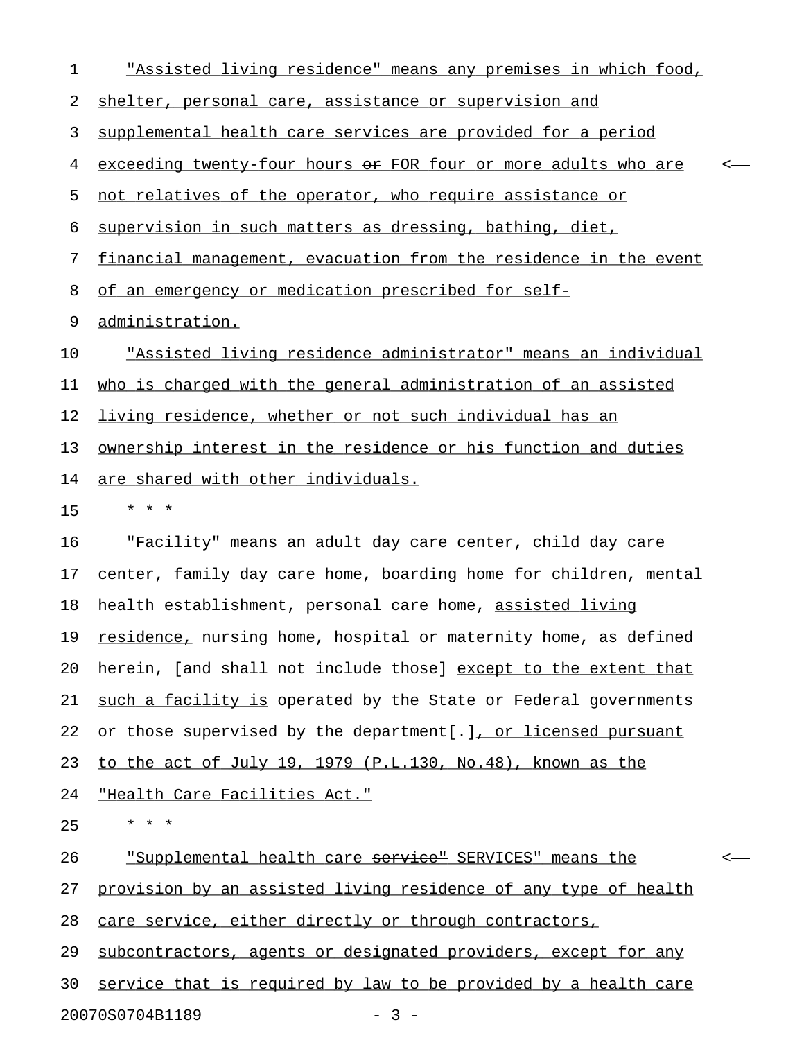"Assisted living residence" means any premises in which food, shelter, personal care, assistance or supervision and supplemental health care services are provided for a period exceeding twenty-four hours ~~or~~ FOR four or more adults who are not relatives of the operator, who require assistance or supervision in such matters as dressing, bathing, diet, financial management, evacuation from the residence in the event of an emergency or medication prescribed for self-administration.

"Assisted living residence administrator" means an individual who is charged with the general administration of an assisted living residence, whether or not such individual has an ownership interest in the residence or his function and duties are shared with other individuals.

\* \* \*

"Facility" means an adult day care center, child day care center, family day care home, boarding home for children, mental health establishment, personal care home, assisted living residence, nursing home, hospital or maternity home, as defined herein, [and shall not include those] except to the extent that such a facility is operated by the State or Federal governments or those supervised by the department[.], or licensed pursuant to the act of July 19, 1979 (P.L.130, No.48), known as the "Health Care Facilities Act."

\* \* \*

"Supplemental health care ~~service"~~ SERVICES" means the provision by an assisted living residence of any type of health care service, either directly or through contractors, subcontractors, agents or designated providers, except for any service that is required by law to be provided by a health care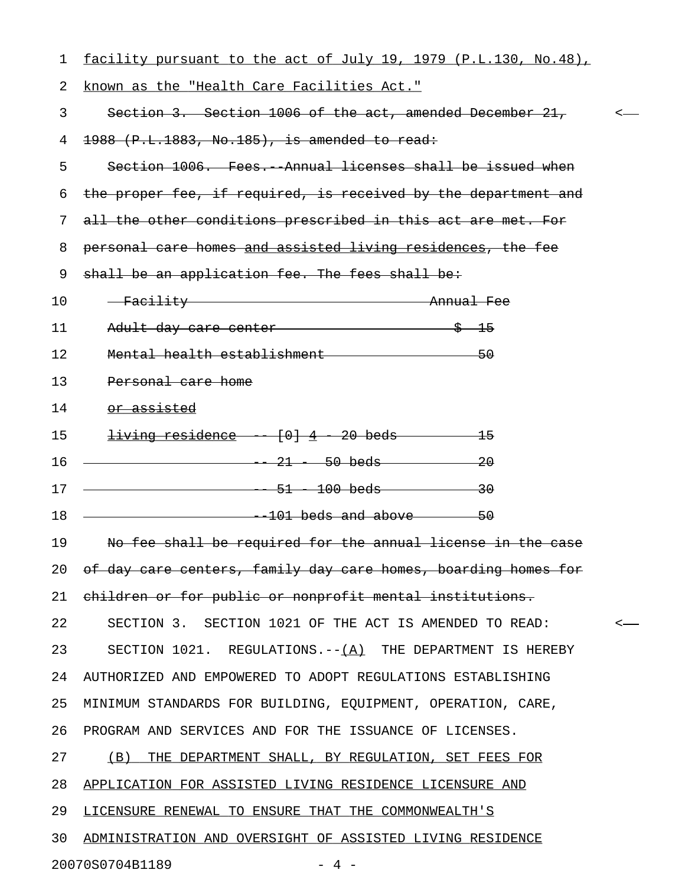facility pursuant to the act of July 19, 1979 (P.L.130, No.48), known as the "Health Care Facilities Act."

~~Section 3. Section 1006 of the act, amended December 21, 1988 (P.L.1883, No.185), is amended to read:~~

~~Section 1006. Fees.--Annual licenses shall be issued when the proper fee, if required, is received by the department and all the other conditions prescribed in this act are met. For personal care homes and assisted living residences, the fee shall be an application fee. The fees shall be:~~

| ~~Facility~~ | | ~~Annual Fee~~ |
|---|---|---|
| ~~Adult day care center~~ | | ~~$ 15~~ |
| ~~Mental health establishment~~ | | ~~50~~ |
| ~~Personal care home or assisted living residence~~ | ~~-- [0] 4 - 20 beds~~ | ~~15~~ |
| | ~~-- 21 - 50 beds~~ | ~~20~~ |
| | ~~-- 51 - 100 beds~~ | ~~30~~ |
| | ~~--101 beds and above~~ | ~~50~~ |

~~No fee shall be required for the annual license in the case of day care centers, family day care homes, boarding homes for children or for public or nonprofit mental institutions.~~

SECTION 3. SECTION 1021 OF THE ACT IS AMENDED TO READ:

SECTION 1021. REGULATIONS.--(A) THE DEPARTMENT IS HEREBY AUTHORIZED AND EMPOWERED TO ADOPT REGULATIONS ESTABLISHING MINIMUM STANDARDS FOR BUILDING, EQUIPMENT, OPERATION, CARE, PROGRAM AND SERVICES AND FOR THE ISSUANCE OF LICENSES.

(B) THE DEPARTMENT SHALL, BY REGULATION, SET FEES FOR APPLICATION FOR ASSISTED LIVING RESIDENCE LICENSURE AND LICENSURE RENEWAL TO ENSURE THAT THE COMMONWEALTH'S ADMINISTRATION AND OVERSIGHT OF ASSISTED LIVING RESIDENCE

20070S0704B1189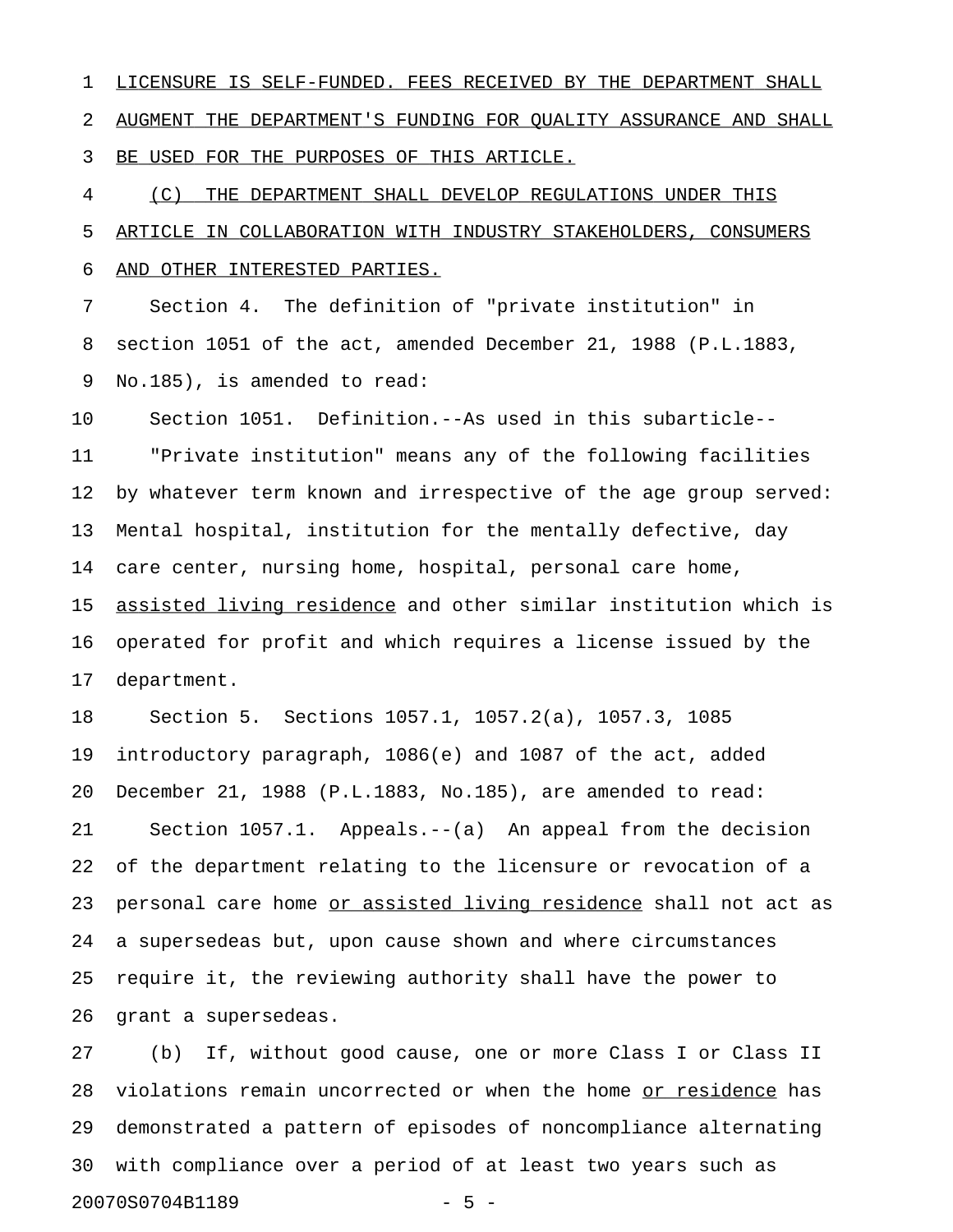LICENSURE IS SELF-FUNDED. FEES RECEIVED BY THE DEPARTMENT SHALL AUGMENT THE DEPARTMENT'S FUNDING FOR QUALITY ASSURANCE AND SHALL BE USED FOR THE PURPOSES OF THIS ARTICLE.

(C) THE DEPARTMENT SHALL DEVELOP REGULATIONS UNDER THIS ARTICLE IN COLLABORATION WITH INDUSTRY STAKEHOLDERS, CONSUMERS AND OTHER INTERESTED PARTIES.

Section 4. The definition of "private institution" in section 1051 of the act, amended December 21, 1988 (P.L.1883, No.185), is amended to read:

Section 1051. Definition.--As used in this subarticle--

"Private institution" means any of the following facilities by whatever term known and irrespective of the age group served: Mental hospital, institution for the mentally defective, day care center, nursing home, hospital, personal care home, assisted living residence and other similar institution which is operated for profit and which requires a license issued by the department.

Section 5. Sections 1057.1, 1057.2(a), 1057.3, 1085 introductory paragraph, 1086(e) and 1087 of the act, added December 21, 1988 (P.L.1883, No.185), are amended to read:

Section 1057.1. Appeals.--(a) An appeal from the decision of the department relating to the licensure or revocation of a personal care home or assisted living residence shall not act as a supersedeas but, upon cause shown and where circumstances require it, the reviewing authority shall have the power to grant a supersedeas.

(b) If, without good cause, one or more Class I or Class II violations remain uncorrected or when the home or residence has demonstrated a pattern of episodes of noncompliance alternating with compliance over a period of at least two years such as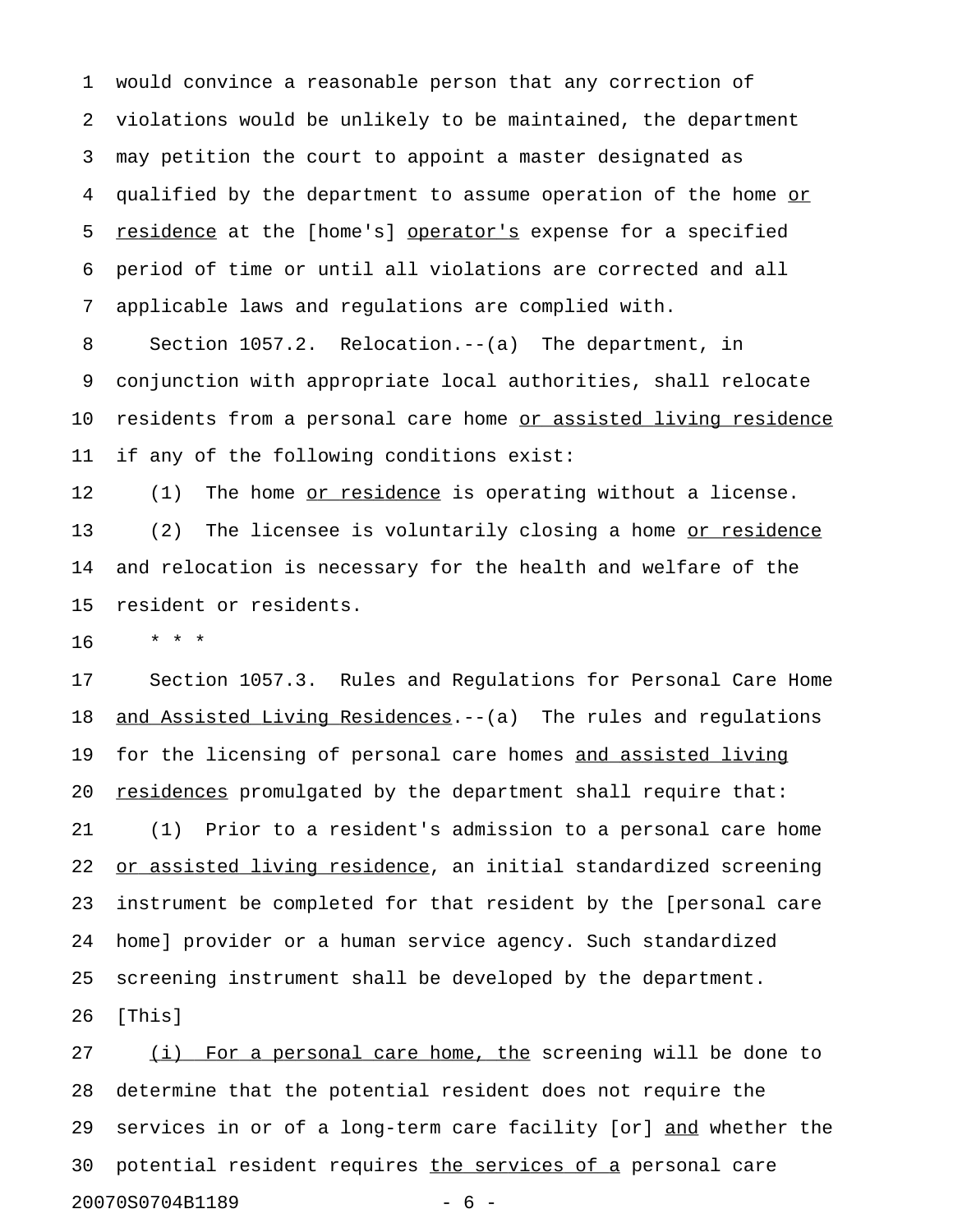would convince a reasonable person that any correction of violations would be unlikely to be maintained, the department may petition the court to appoint a master designated as qualified by the department to assume operation of the home <u>or residence</u> at the [home's] <u>operator's</u> expense for a specified period of time or until all violations are corrected and all applicable laws and regulations are complied with.

Section 1057.2. Relocation.--(a) The department, in conjunction with appropriate local authorities, shall relocate residents from a personal care home <u>or assisted living residence</u> if any of the following conditions exist:

(1) The home <u>or residence</u> is operating without a license.

(2) The licensee is voluntarily closing a home <u>or residence</u> and relocation is necessary for the health and welfare of the resident or residents.

* * *

Section 1057.3. Rules and Regulations for Personal Care Home <u>and Assisted Living Residences</u>.--(a) The rules and regulations for the licensing of personal care homes <u>and assisted living residences</u> promulgated by the department shall require that:

(1) Prior to a resident's admission to a personal care home <u>or assisted living residence</u>, an initial standardized screening instrument be completed for that resident by the [personal care home] provider or a human service agency. Such standardized screening instrument shall be developed by the department. [This]

<u>(i) For a personal care home, the</u> screening will be done to determine that the potential resident does not require the services in or of a long-term care facility [or] <u>and</u> whether the potential resident requires <u>the services of a</u> personal care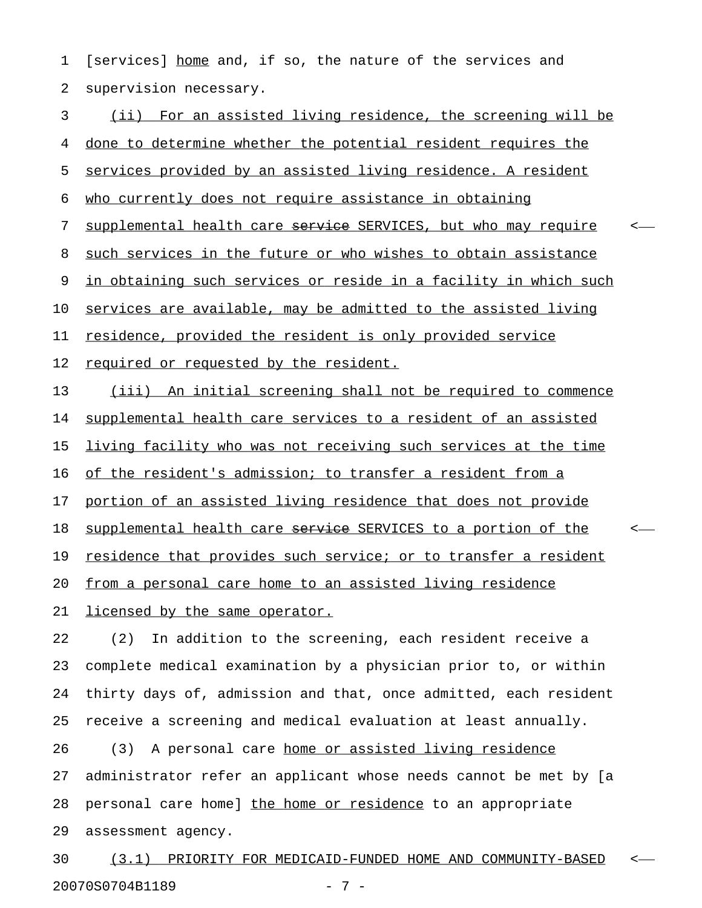[services] home and, if so, the nature of the services and supervision necessary.

(ii) For an assisted living residence, the screening will be done to determine whether the potential resident requires the services provided by an assisted living residence. A resident who currently does not require assistance in obtaining supplemental health care ~~service~~ SERVICES, but who may require such services in the future or who wishes to obtain assistance in obtaining such services or reside in a facility in which such services are available, may be admitted to the assisted living residence, provided the resident is only provided service required or requested by the resident.

(iii) An initial screening shall not be required to commence supplemental health care services to a resident of an assisted living facility who was not receiving such services at the time of the resident's admission; to transfer a resident from a portion of an assisted living residence that does not provide supplemental health care ~~service~~ SERVICES to a portion of the residence that provides such service; or to transfer a resident from a personal care home to an assisted living residence licensed by the same operator.

(2) In addition to the screening, each resident receive a complete medical examination by a physician prior to, or within thirty days of, admission and that, once admitted, each resident receive a screening and medical evaluation at least annually.

(3) A personal care home or assisted living residence administrator refer an applicant whose needs cannot be met by [a personal care home] the home or residence to an appropriate assessment agency.

(3.1) PRIORITY FOR MEDICAID-FUNDED HOME AND COMMUNITY-BASED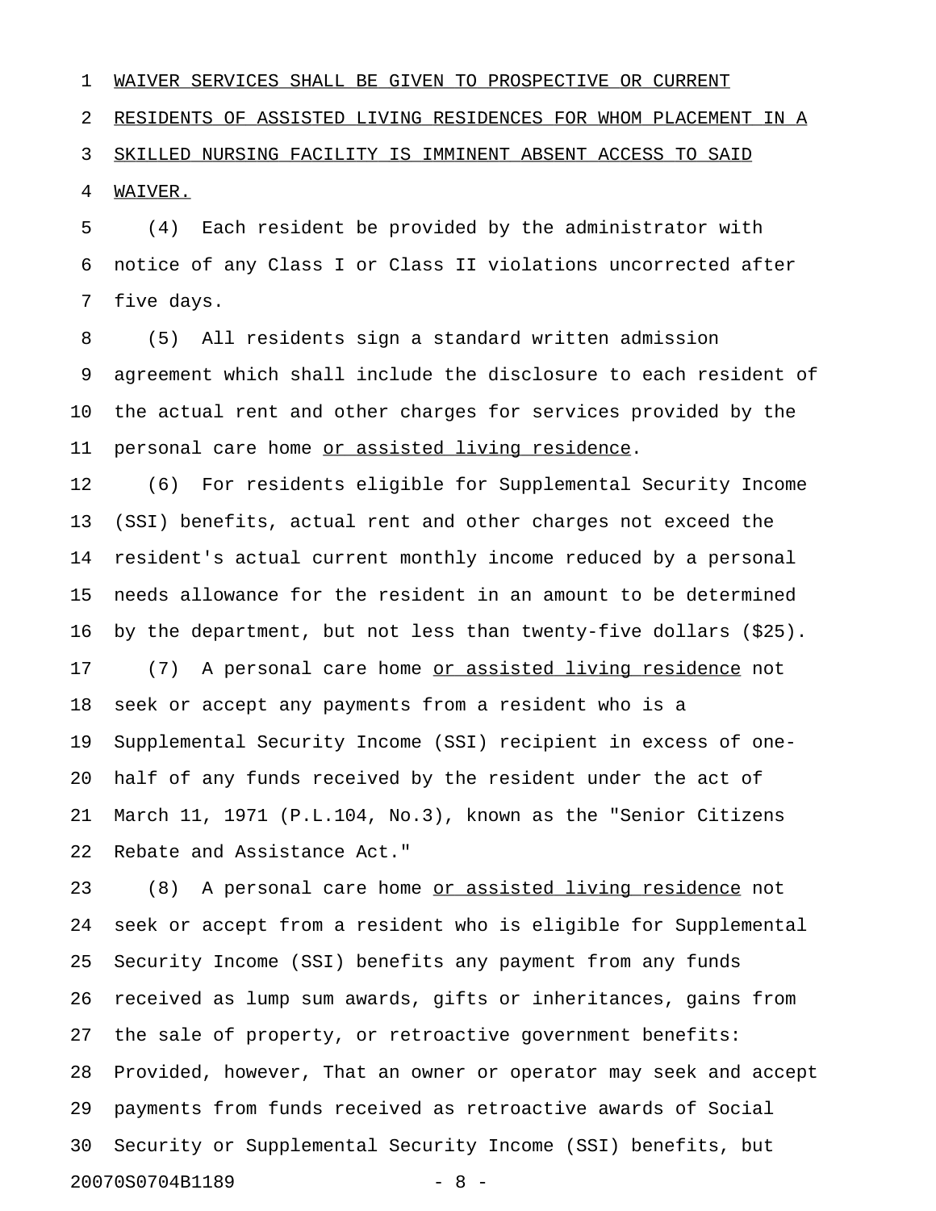WAIVER SERVICES SHALL BE GIVEN TO PROSPECTIVE OR CURRENT RESIDENTS OF ASSISTED LIVING RESIDENCES FOR WHOM PLACEMENT IN A SKILLED NURSING FACILITY IS IMMINENT ABSENT ACCESS TO SAID WAIVER.

(4) Each resident be provided by the administrator with notice of any Class I or Class II violations uncorrected after five days.

(5) All residents sign a standard written admission agreement which shall include the disclosure to each resident of the actual rent and other charges for services provided by the personal care home or assisted living residence.

(6) For residents eligible for Supplemental Security Income (SSI) benefits, actual rent and other charges not exceed the resident's actual current monthly income reduced by a personal needs allowance for the resident in an amount to be determined by the department, but not less than twenty-five dollars ($25).

(7) A personal care home or assisted living residence not seek or accept any payments from a resident who is a Supplemental Security Income (SSI) recipient in excess of one-half of any funds received by the resident under the act of March 11, 1971 (P.L.104, No.3), known as the "Senior Citizens Rebate and Assistance Act."

(8) A personal care home or assisted living residence not seek or accept from a resident who is eligible for Supplemental Security Income (SSI) benefits any payment from any funds received as lump sum awards, gifts or inheritances, gains from the sale of property, or retroactive government benefits: Provided, however, That an owner or operator may seek and accept payments from funds received as retroactive awards of Social Security or Supplemental Security Income (SSI) benefits, but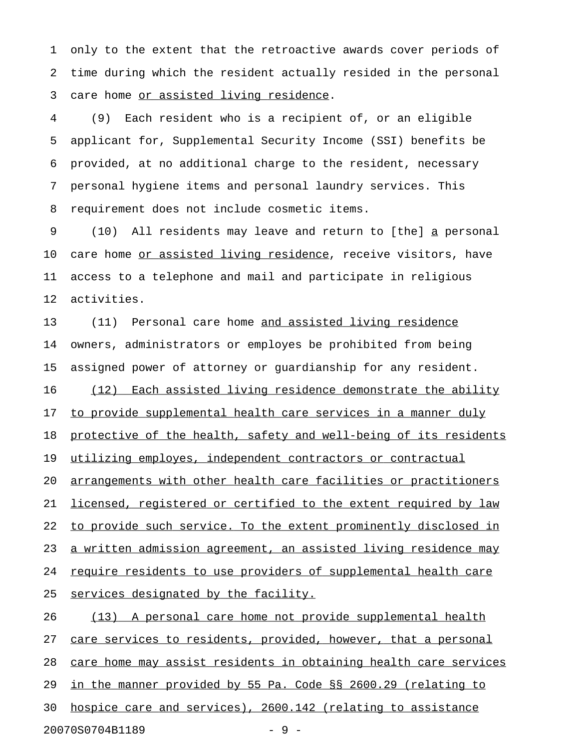only to the extent that the retroactive awards cover periods of time during which the resident actually resided in the personal care home <u>or assisted living residence</u>.

(9) Each resident who is a recipient of, or an eligible applicant for, Supplemental Security Income (SSI) benefits be provided, at no additional charge to the resident, necessary personal hygiene items and personal laundry services. This requirement does not include cosmetic items.

(10) All residents may leave and return to [the] <u>a</u> personal care home <u>or assisted living residence</u>, receive visitors, have access to a telephone and mail and participate in religious activities.

(11) Personal care home <u>and assisted living residence</u> owners, administrators or employees be prohibited from being assigned power of attorney or guardianship for any resident.

<u>(12) Each assisted living residence demonstrate the ability to provide supplemental health care services in a manner duly protective of the health, safety and well-being of its residents utilizing employes, independent contractors or contractual arrangements with other health care facilities or practitioners licensed, registered or certified to the extent required by law to provide such service. To the extent prominently disclosed in a written admission agreement, an assisted living residence may require residents to use providers of supplemental health care services designated by the facility.</u>

<u>(13) A personal care home not provide supplemental health care services to residents, provided, however, that a personal care home may assist residents in obtaining health care services in the manner provided by 55 Pa. Code §§ 2600.29 (relating to hospice care and services), 2600.142 (relating to assistance</u>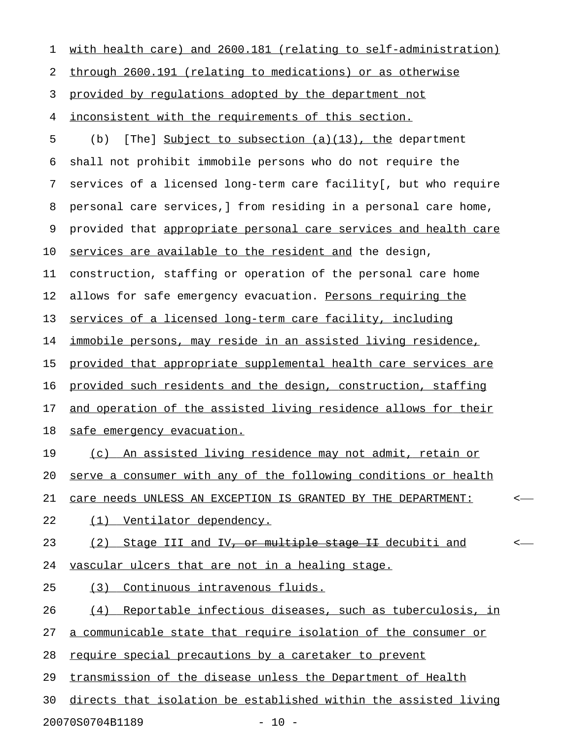with health care) and 2600.181 (relating to self-administration) through 2600.191 (relating to medications) or as otherwise provided by regulations adopted by the department not inconsistent with the requirements of this section.

(b) [The] Subject to subsection (a)(13), the department shall not prohibit immobile persons who do not require the services of a licensed long-term care facility[, but who require personal care services,] from residing in a personal care home, provided that appropriate personal care services and health care services are available to the resident and the design, construction, staffing or operation of the personal care home allows for safe emergency evacuation. Persons requiring the services of a licensed long-term care facility, including immobile persons, may reside in an assisted living residence, provided that appropriate supplemental health care services are provided such residents and the design, construction, staffing and operation of the assisted living residence allows for their safe emergency evacuation.

(c) An assisted living residence may not admit, retain or serve a consumer with any of the following conditions or health care needs UNLESS AN EXCEPTION IS GRANTED BY THE DEPARTMENT:

(1) Ventilator dependency.

(2) Stage III and IV~~, or multiple stage II~~ decubiti and vascular ulcers that are not in a healing stage.

(3) Continuous intravenous fluids.

(4) Reportable infectious diseases, such as tuberculosis, in a communicable state that require isolation of the consumer or require special precautions by a caretaker to prevent transmission of the disease unless the Department of Health directs that isolation be established within the assisted living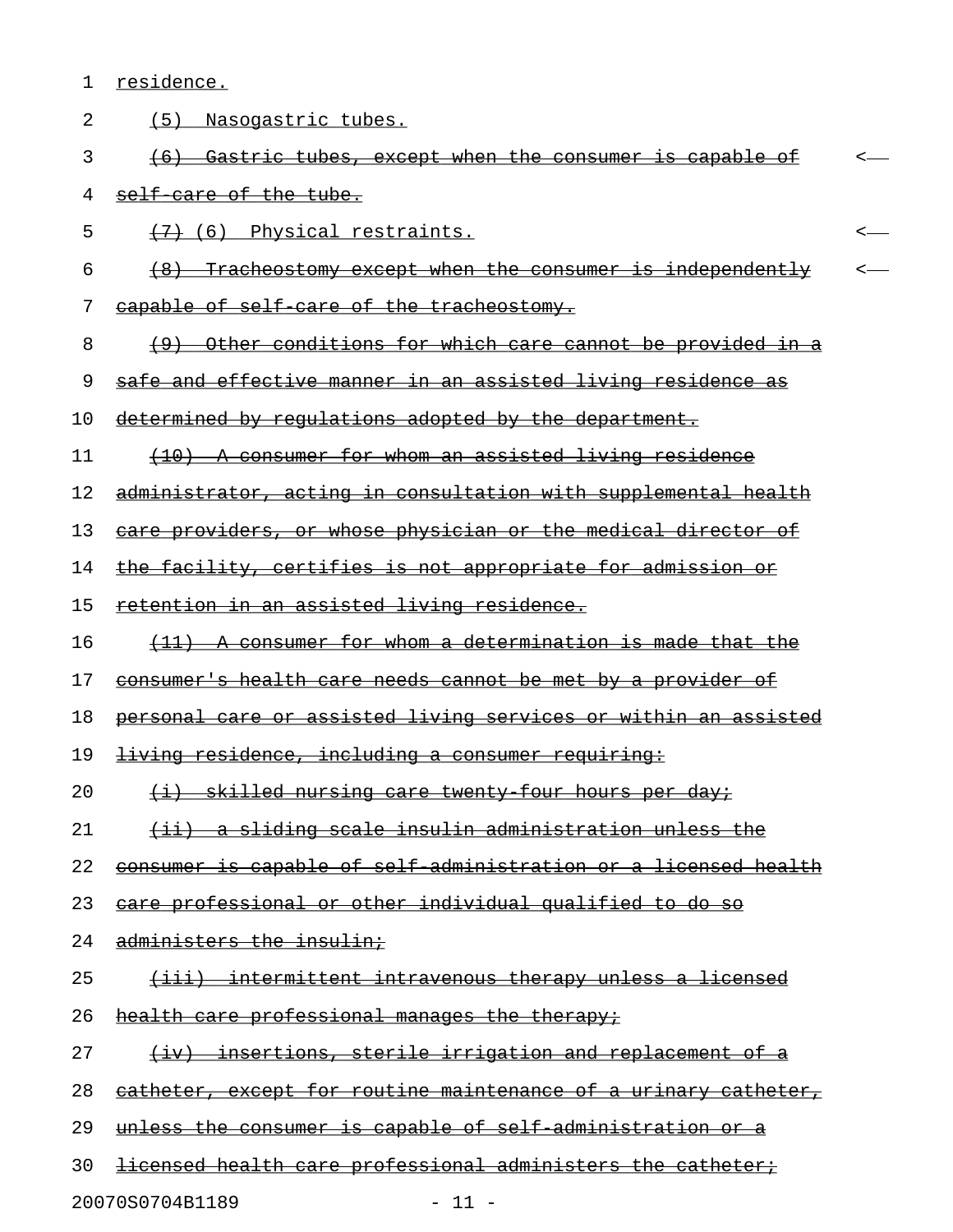residence.

(5) Nasogastric tubes.

~~(6) Gastric tubes, except when the consumer is capable of self-care of the tube.~~

~~(7)~~ (6) Physical restraints.

~~(8) Tracheostomy except when the consumer is independently capable of self-care of the tracheostomy.~~

~~(9) Other conditions for which care cannot be provided in a safe and effective manner in an assisted living residence as determined by regulations adopted by the department.~~

~~(10) A consumer for whom an assisted living residence administrator, acting in consultation with supplemental health care providers, or whose physician or the medical director of the facility, certifies is not appropriate for admission or retention in an assisted living residence.~~

~~(11) A consumer for whom a determination is made that the consumer's health care needs cannot be met by a provider of personal care or assisted living services or within an assisted living residence, including a consumer requiring:~~

~~(i) skilled nursing care twenty-four hours per day;~~

~~(ii) a sliding scale insulin administration unless the consumer is capable of self-administration or a licensed health care professional or other individual qualified to do so administers the insulin;~~

~~(iii) intermittent intravenous therapy unless a licensed health care professional manages the therapy;~~

~~(iv) insertions, sterile irrigation and replacement of a catheter, except for routine maintenance of a urinary catheter, unless the consumer is capable of self-administration or a licensed health care professional administers the catheter;~~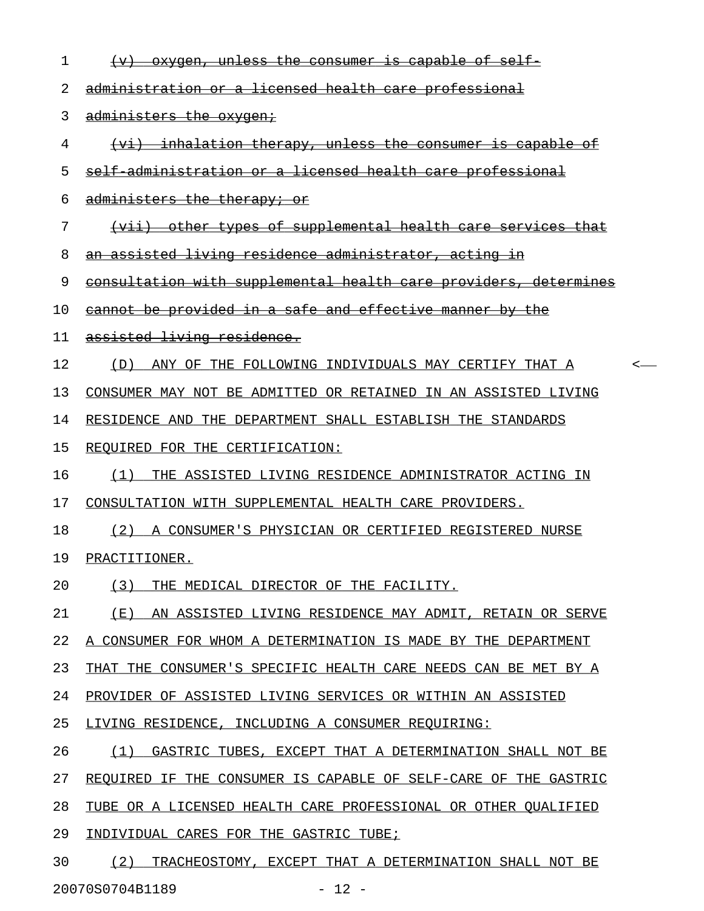~~(v) oxygen, unless the consumer is capable of self-administration or a licensed health care professional administers the oxygen;~~

~~(vi) inhalation therapy, unless the consumer is capable of self-administration or a licensed health care professional administers the therapy; or~~

~~(vii) other types of supplemental health care services that an assisted living residence administrator, acting in consultation with supplemental health care providers, determines cannot be provided in a safe and effective manner by the assisted living residence.~~

<u>(D) ANY OF THE FOLLOWING INDIVIDUALS MAY CERTIFY THAT A CONSUMER MAY NOT BE ADMITTED OR RETAINED IN AN ASSISTED LIVING RESIDENCE AND THE DEPARTMENT SHALL ESTABLISH THE STANDARDS REQUIRED FOR THE CERTIFICATION:</u>

<u>(1) THE ASSISTED LIVING RESIDENCE ADMINISTRATOR ACTING IN CONSULTATION WITH SUPPLEMENTAL HEALTH CARE PROVIDERS.</u>

<u>(2) A CONSUMER'S PHYSICIAN OR CERTIFIED REGISTERED NURSE PRACTITIONER.</u>

<u>(3) THE MEDICAL DIRECTOR OF THE FACILITY.</u>

<u>(E) AN ASSISTED LIVING RESIDENCE MAY ADMIT, RETAIN OR SERVE A CONSUMER FOR WHOM A DETERMINATION IS MADE BY THE DEPARTMENT THAT THE CONSUMER'S SPECIFIC HEALTH CARE NEEDS CAN BE MET BY A PROVIDER OF ASSISTED LIVING SERVICES OR WITHIN AN ASSISTED LIVING RESIDENCE, INCLUDING A CONSUMER REQUIRING:</u>

<u>(1) GASTRIC TUBES, EXCEPT THAT A DETERMINATION SHALL NOT BE REQUIRED IF THE CONSUMER IS CAPABLE OF SELF-CARE OF THE GASTRIC TUBE OR A LICENSED HEALTH CARE PROFESSIONAL OR OTHER QUALIFIED INDIVIDUAL CARES FOR THE GASTRIC TUBE;</u>

<u>(2) TRACHEOSTOMY, EXCEPT THAT A DETERMINATION SHALL NOT BE</u>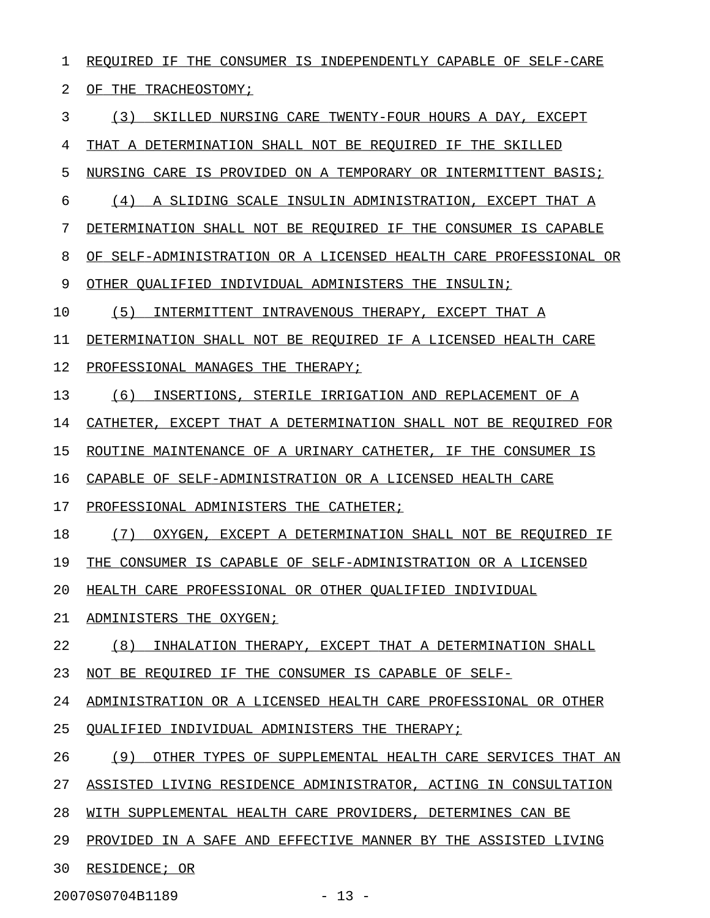REQUIRED IF THE CONSUMER IS INDEPENDENTLY CAPABLE OF SELF-CARE OF THE TRACHEOSTOMY;

(3) SKILLED NURSING CARE TWENTY-FOUR HOURS A DAY, EXCEPT THAT A DETERMINATION SHALL NOT BE REQUIRED IF THE SKILLED NURSING CARE IS PROVIDED ON A TEMPORARY OR INTERMITTENT BASIS;

(4) A SLIDING SCALE INSULIN ADMINISTRATION, EXCEPT THAT A DETERMINATION SHALL NOT BE REQUIRED IF THE CONSUMER IS CAPABLE OF SELF-ADMINISTRATION OR A LICENSED HEALTH CARE PROFESSIONAL OR OTHER QUALIFIED INDIVIDUAL ADMINISTERS THE INSULIN;

(5) INTERMITTENT INTRAVENOUS THERAPY, EXCEPT THAT A DETERMINATION SHALL NOT BE REQUIRED IF A LICENSED HEALTH CARE PROFESSIONAL MANAGES THE THERAPY;

(6) INSERTIONS, STERILE IRRIGATION AND REPLACEMENT OF A CATHETER, EXCEPT THAT A DETERMINATION SHALL NOT BE REQUIRED FOR ROUTINE MAINTENANCE OF A URINARY CATHETER, IF THE CONSUMER IS CAPABLE OF SELF-ADMINISTRATION OR A LICENSED HEALTH CARE PROFESSIONAL ADMINISTERS THE CATHETER;

(7) OXYGEN, EXCEPT A DETERMINATION SHALL NOT BE REQUIRED IF THE CONSUMER IS CAPABLE OF SELF-ADMINISTRATION OR A LICENSED HEALTH CARE PROFESSIONAL OR OTHER QUALIFIED INDIVIDUAL ADMINISTERS THE OXYGEN;

(8) INHALATION THERAPY, EXCEPT THAT A DETERMINATION SHALL NOT BE REQUIRED IF THE CONSUMER IS CAPABLE OF SELF-ADMINISTRATION OR A LICENSED HEALTH CARE PROFESSIONAL OR OTHER QUALIFIED INDIVIDUAL ADMINISTERS THE THERAPY;

(9) OTHER TYPES OF SUPPLEMENTAL HEALTH CARE SERVICES THAT AN ASSISTED LIVING RESIDENCE ADMINISTRATOR, ACTING IN CONSULTATION WITH SUPPLEMENTAL HEALTH CARE PROVIDERS, DETERMINES CAN BE PROVIDED IN A SAFE AND EFFECTIVE MANNER BY THE ASSISTED LIVING RESIDENCE; OR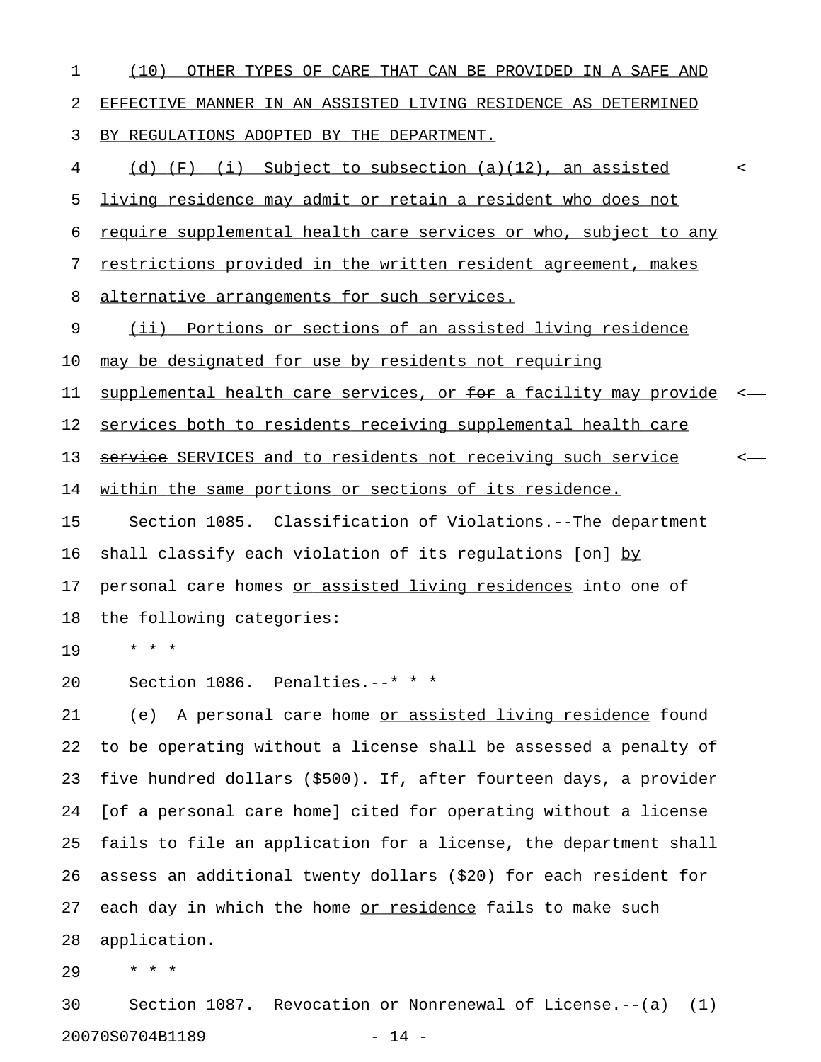(10) OTHER TYPES OF CARE THAT CAN BE PROVIDED IN A SAFE AND EFFECTIVE MANNER IN AN ASSISTED LIVING RESIDENCE AS DETERMINED BY REGULATIONS ADOPTED BY THE DEPARTMENT.

~~(d)~~ (F) (i) Subject to subsection (a)(12), an assisted living residence may admit or retain a resident who does not require supplemental health care services or who, subject to any restrictions provided in the written resident agreement, makes alternative arrangements for such services.

(ii) Portions or sections of an assisted living residence may be designated for use by residents not requiring supplemental health care services, or ~~for~~ a facility may provide services both to residents receiving supplemental health care ~~service~~ SERVICES and to residents not receiving such service within the same portions or sections of its residence.

Section 1085. Classification of Violations.--The department shall classify each violation of its regulations [on] by personal care homes or assisted living residences into one of the following categories:

* * *

Section 1086. Penalties.--* * *

(e) A personal care home or assisted living residence found to be operating without a license shall be assessed a penalty of five hundred dollars ($500). If, after fourteen days, a provider [of a personal care home] cited for operating without a license fails to file an application for a license, the department shall assess an additional twenty dollars ($20) for each resident for each day in which the home or residence fails to make such application.

* * *

Section 1087. Revocation or Nonrenewal of License.--(a) (1)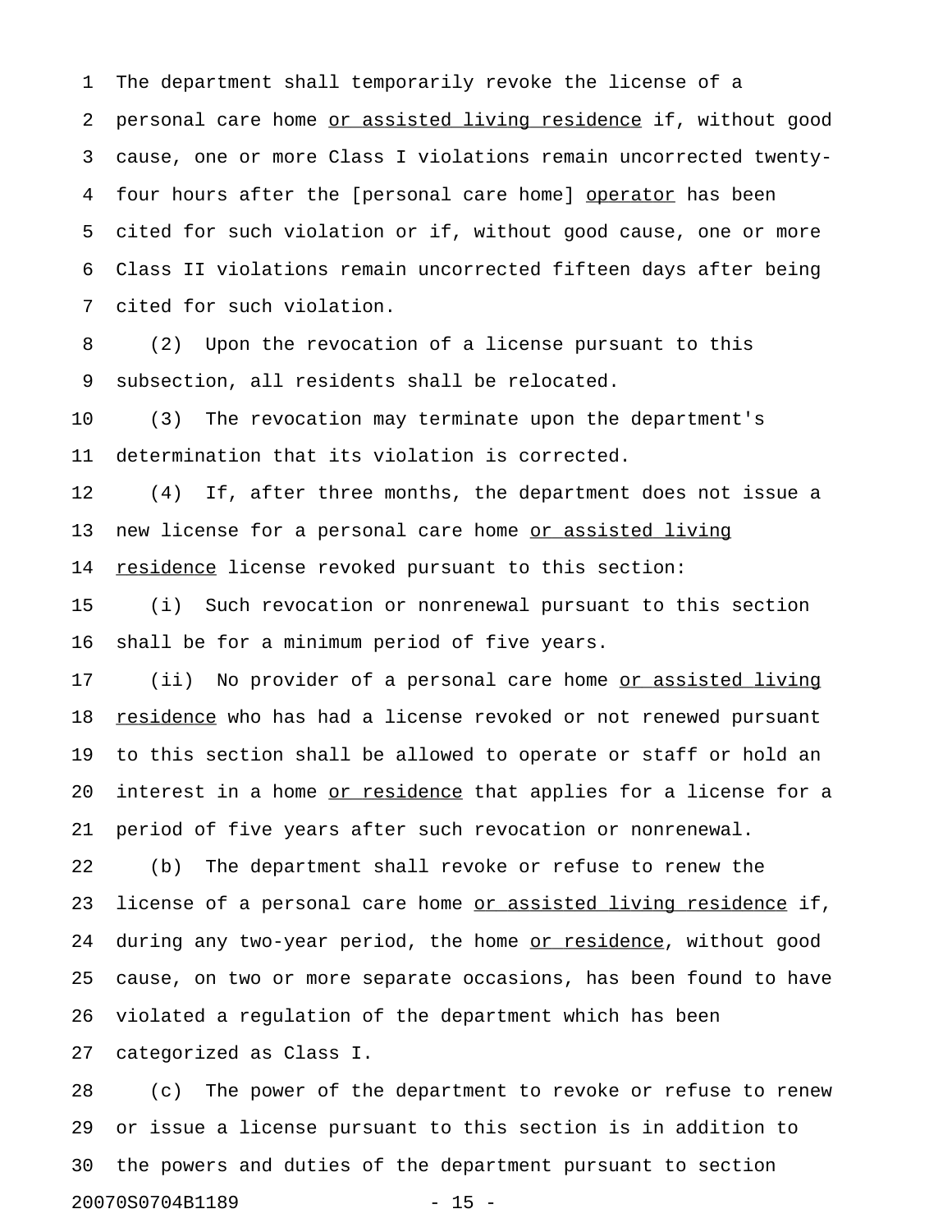The department shall temporarily revoke the license of a personal care home or assisted living residence if, without good cause, one or more Class I violations remain uncorrected twenty-four hours after the [personal care home] operator has been cited for such violation or if, without good cause, one or more Class II violations remain uncorrected fifteen days after being cited for such violation.

(2) Upon the revocation of a license pursuant to this subsection, all residents shall be relocated.

(3) The revocation may terminate upon the department's determination that its violation is corrected.

(4) If, after three months, the department does not issue a new license for a personal care home or assisted living residence license revoked pursuant to this section:

(i) Such revocation or nonrenewal pursuant to this section shall be for a minimum period of five years.

(ii) No provider of a personal care home or assisted living residence who has had a license revoked or not renewed pursuant to this section shall be allowed to operate or staff or hold an interest in a home or residence that applies for a license for a period of five years after such revocation or nonrenewal.

(b) The department shall revoke or refuse to renew the license of a personal care home or assisted living residence if, during any two-year period, the home or residence, without good cause, on two or more separate occasions, has been found to have violated a regulation of the department which has been categorized as Class I.

(c) The power of the department to revoke or refuse to renew or issue a license pursuant to this section is in addition to the powers and duties of the department pursuant to section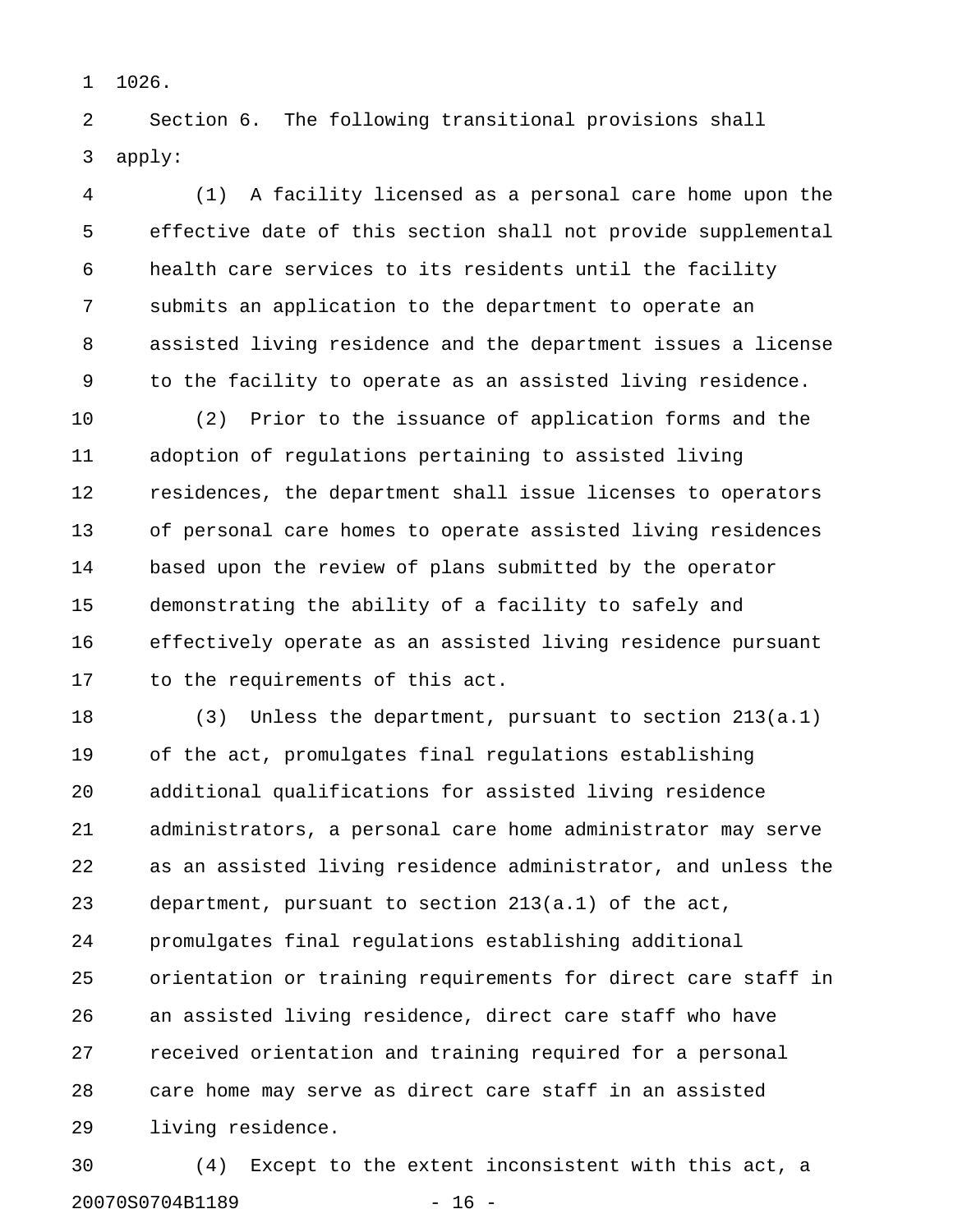1026.

Section 6. The following transitional provisions shall apply:

(1) A facility licensed as a personal care home upon the effective date of this section shall not provide supplemental health care services to its residents until the facility submits an application to the department to operate an assisted living residence and the department issues a license to the facility to operate as an assisted living residence.

(2) Prior to the issuance of application forms and the adoption of regulations pertaining to assisted living residences, the department shall issue licenses to operators of personal care homes to operate assisted living residences based upon the review of plans submitted by the operator demonstrating the ability of a facility to safely and effectively operate as an assisted living residence pursuant to the requirements of this act.

(3) Unless the department, pursuant to section 213(a.1) of the act, promulgates final regulations establishing additional qualifications for assisted living residence administrators, a personal care home administrator may serve as an assisted living residence administrator, and unless the department, pursuant to section 213(a.1) of the act, promulgates final regulations establishing additional orientation or training requirements for direct care staff in an assisted living residence, direct care staff who have received orientation and training required for a personal care home may serve as direct care staff in an assisted living residence.

(4) Except to the extent inconsistent with this act, a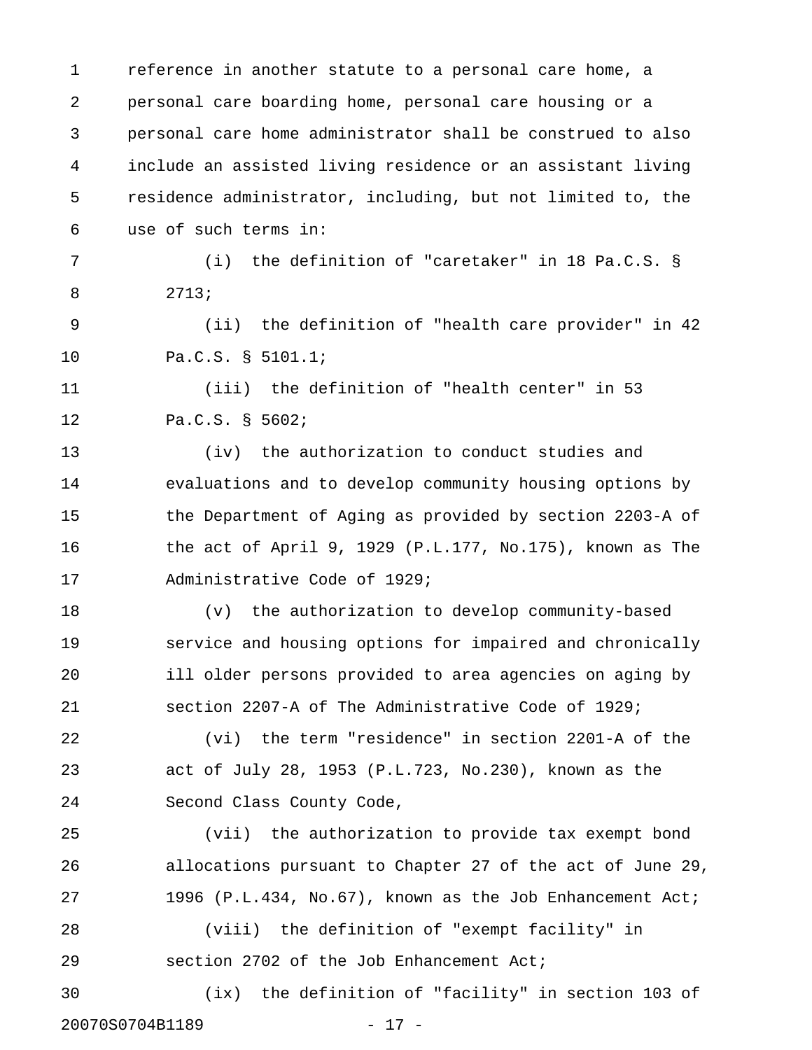reference in another statute to a personal care home, a personal care boarding home, personal care housing or a personal care home administrator shall be construed to also include an assisted living residence or an assistant living residence administrator, including, but not limited to, the use of such terms in:

(i) the definition of "caretaker" in 18 Pa.C.S. § 2713;

(ii) the definition of "health care provider" in 42 Pa.C.S. § 5101.1;

(iii) the definition of "health center" in 53 Pa.C.S. § 5602;

(iv) the authorization to conduct studies and evaluations and to develop community housing options by the Department of Aging as provided by section 2203-A of the act of April 9, 1929 (P.L.177, No.175), known as The Administrative Code of 1929;

(v) the authorization to develop community-based service and housing options for impaired and chronically ill older persons provided to area agencies on aging by section 2207-A of The Administrative Code of 1929;

(vi) the term "residence" in section 2201-A of the act of July 28, 1953 (P.L.723, No.230), known as the Second Class County Code,

(vii) the authorization to provide tax exempt bond allocations pursuant to Chapter 27 of the act of June 29, 1996 (P.L.434, No.67), known as the Job Enhancement Act;

(viii) the definition of "exempt facility" in section 2702 of the Job Enhancement Act;

(ix) the definition of "facility" in section 103 of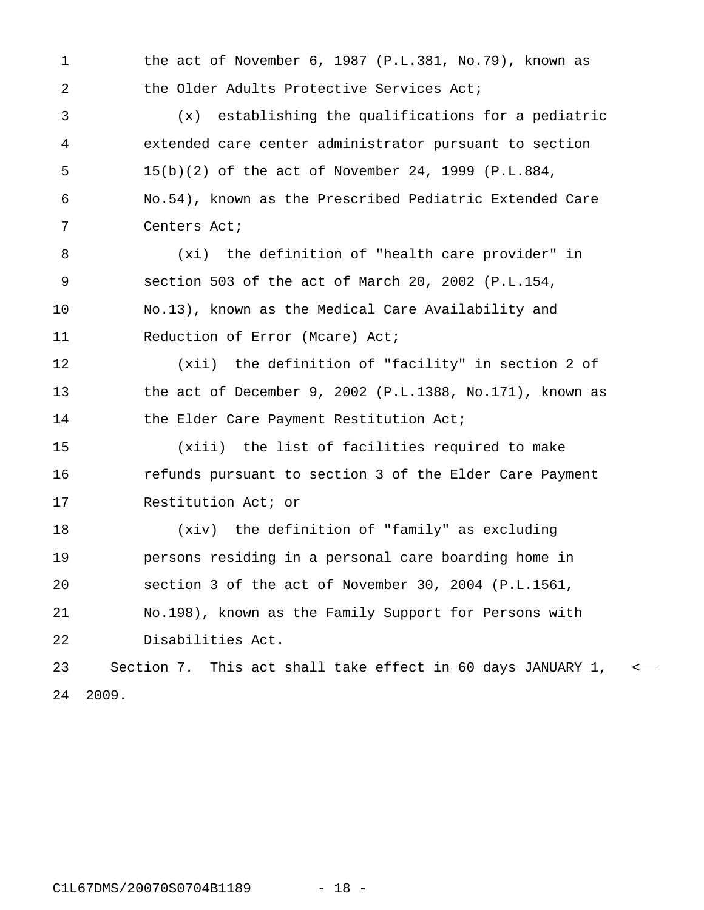the act of November 6, 1987 (P.L.381, No.79), known as the Older Adults Protective Services Act;

(x) establishing the qualifications for a pediatric extended care center administrator pursuant to section 15(b)(2) of the act of November 24, 1999 (P.L.884, No.54), known as the Prescribed Pediatric Extended Care Centers Act;

(xi) the definition of "health care provider" in section 503 of the act of March 20, 2002 (P.L.154, No.13), known as the Medical Care Availability and Reduction of Error (Mcare) Act;

(xii) the definition of "facility" in section 2 of the act of December 9, 2002 (P.L.1388, No.171), known as the Elder Care Payment Restitution Act;

(xiii) the list of facilities required to make refunds pursuant to section 3 of the Elder Care Payment Restitution Act; or

(xiv) the definition of "family" as excluding persons residing in a personal care boarding home in section 3 of the act of November 30, 2004 (P.L.1561, No.198), known as the Family Support for Persons with Disabilities Act.

Section 7. This act shall take effect ~~in 60 days~~ JANUARY 1, 2009.